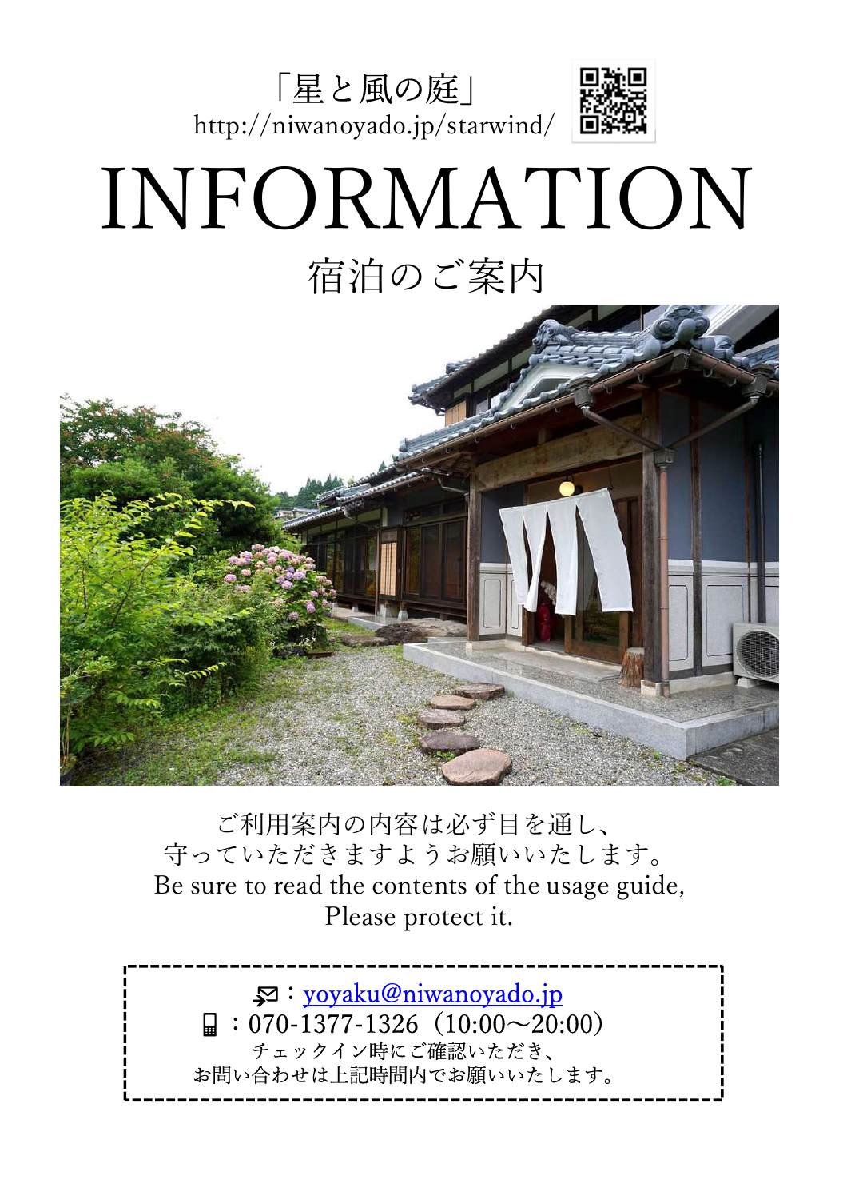「星と風の庭」
http://niwanoyado.jp/starwind/

# INFORMATION

## 宿泊のご案内

ご利用案内の内容は必ず目を通し、
守っていただきますようお願いいたします。
Be sure to read the contents of the usage guide,
Please protect it.

：yoyaku@niwanoyado.jp
：070-1377-1326（10:00～20:00）
チェックイン時にご確認いただき、
お問い合わせは上記時間内でお願いいたします。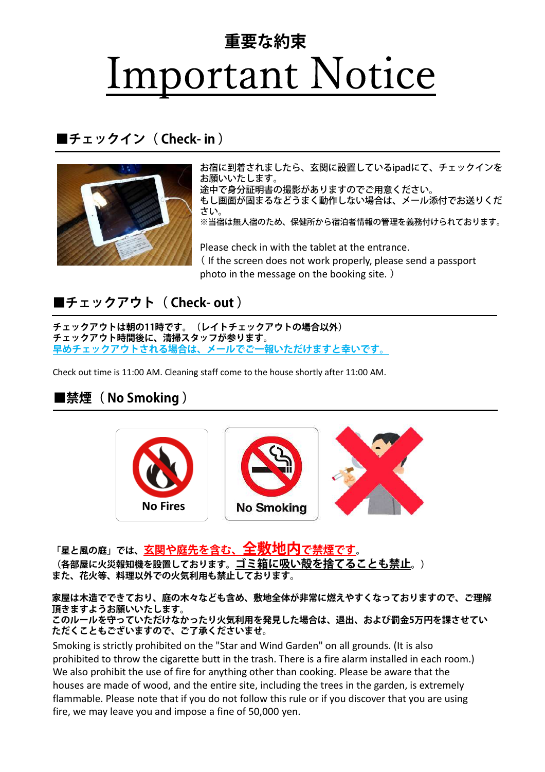# 重要な約束

# Important Notice

## ■チェックイン（Check- in）

お宿に到着されましたら、玄関に設置しているipadにて、チェックインをお願いいたします。
途中で身分証明書の撮影がありますのでご用意ください。
もし画面が固まるなどうまく動作しない場合は、メール添付でお送りください。
※当宿は無人宿のため、保健所から宿泊者情報の管理を義務付けられております。

Please check in with the tablet at the entrance.
( If the screen does not work properly, please send a passport photo in the message on the booking site. )

## ■チェックアウト（Check- out）

**チェックアウトは朝の11時です。（レイトチェックアウトの場合以外）**
**チェックアウト時間後に、清掃スタッフが参ります。**
**早めチェックアウトされる場合は、メールでご一報いただけますと幸いです。**

Check out time is 11:00 AM. Cleaning staff come to the house shortly after 11:00 AM.

## ■禁煙（No Smoking）

No Fires　No Smoking

**「星と風の庭」では、玄関や庭先を含む、全敷地内で禁煙です。**
**（各部屋に火災報知機を設置しております。ゴミ箱に吸い殻を捨てることも禁止。）**
**また、花火等、料理以外での火気利用も禁止しております。**

**家屋は木造でできており、庭の木々なども含め、敷地全体が非常に燃えやすくなっておりますので、ご理解頂きますようお願いいたします。**
**このルールを守っていただけなかったり火気利用を発見した場合は、退出、および罰金5万円を課させていただくこともございますので、ご了承くださいませ。**

Smoking is strictly prohibited on the "Star and Wind Garden" on all grounds. (It is also prohibited to throw the cigarette butt in the trash. There is a fire alarm installed in each room.) We also prohibit the use of fire for anything other than cooking. Please be aware that the houses are made of wood, and the entire site, including the trees in the garden, is extremely flammable. Please note that if you do not follow this rule or if you discover that you are using fire, we may leave you and impose a fine of 50,000 yen.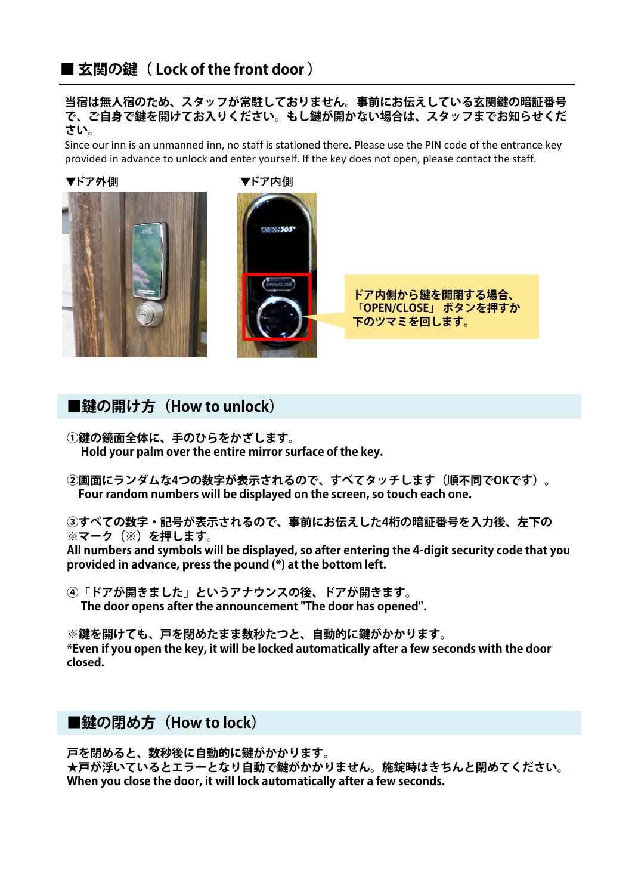## ■ 玄関の鍵（Lock of the front door）

**当宿は無人宿のため、スタッフが常駐しておりません。事前にお伝えしている玄関鍵の暗証番号で、ご自身で鍵を開けてお入りください。もし鍵が開かない場合は、スタッフまでお知らせください。**

Since our inn is an unmanned inn, no staff is stationed there. Please use the PIN code of the entrance key provided in advance to unlock and enter yourself. If the key does not open, please contact the staff.

**▼ドア外側**

**▼ドア内側**

**ドア内側から鍵を開閉する場合、「OPEN/CLOSE」ボタンを押すか下のツマミを回します。**

## ■鍵の開け方（How to unlock）

**①鍵の鏡面全体に、手のひらをかざします。**
**Hold your palm over the entire mirror surface of the key.**

**②画面にランダムな4つの数字が表示されるので、すべてタッチします（順不同でOKです）。**
**Four random numbers will be displayed on the screen, so touch each one.**

**③すべての数字・記号が表示されるので、事前にお伝えした4桁の暗証番号を入力後、左下の※マーク（※）を押します。**
**All numbers and symbols will be displayed, so after entering the 4-digit security code that you provided in advance, press the pound (*) at the bottom left.**

**④「ドアが開きました」というアナウンスの後、ドアが開きます。**
**The door opens after the announcement "The door has opened".**

**※鍵を開けても、戸を閉めたまま数秒たつと、自動的に鍵がかかります。**
***Even if you open the key, it will be locked automatically after a few seconds with the door closed.**

## ■鍵の閉め方（How to lock）

**戸を閉めると、数秒後に自動的に鍵がかかります。**
**<u>★戸が浮いているとエラーとなり自動で鍵がかかりません。施錠時はきちんと閉めてください。</u>**
**When you close the door, it will lock automatically after a few seconds.**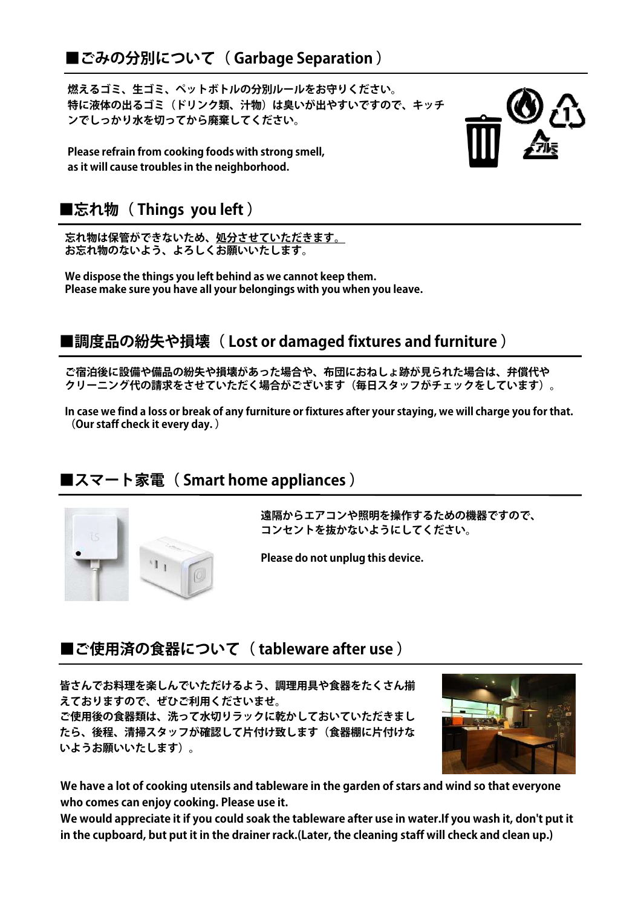## ■ごみの分別について（Garbage Separation）

**燃えるゴミ、生ゴミ、ペットボトルの分別ルールをお守りください。**
**特に液体の出るゴミ（ドリンク類、汁物）は臭いが出やすいですので、キッチンでしっかり水を切ってから廃棄してください。**

**Please refrain from cooking foods with strong smell, as it will cause troubles in the neighborhood.**

## ■忘れ物（Things you left）

**忘れ物は保管ができないため、処分させていただきます。**
**お忘れ物のないよう、よろしくお願いいたします。**

**We dispose the things you left behind as we cannot keep them.**
**Please make sure you have all your belongings with you when you leave.**

## ■調度品の紛失や損壊（Lost or damaged fixtures and furniture）

**ご宿泊後に設備や備品の紛失や損壊があった場合や、布団におねしょ跡が見られた場合は、弁償代やクリーニング代の請求をさせていただく場合がございます（毎日スタッフがチェックをしています）。**

**In case we find a loss or break of any furniture or fixtures after your staying, we will charge you for that.（Our staff check it every day.）**

## ■スマート家電（Smart home appliances）

**遠隔からエアコンや照明を操作するための機器ですので、コンセントを抜かないようにしてください。**

**Please do not unplug this device.**

## ■ご使用済の食器について（tableware after use）

**皆さんでお料理を楽しんでいただけるよう、調理用具や食器をたくさん揃えておりますので、ぜひご利用くださいませ。**
**ご使用後の食器類は、洗って水切りラックに乾かしておいていただきましたら、後程、清掃スタッフが確認して片付け致します（食器棚に片付けないようお願いいたします）。**

**We have a lot of cooking utensils and tableware in the garden of stars and wind so that everyone who comes can enjoy cooking. Please use it.**
**We would appreciate it if you could soak the tableware after use in water.If you wash it, don't put it in the cupboard, but put it in the drainer rack.(Later, the cleaning staff will check and clean up.)**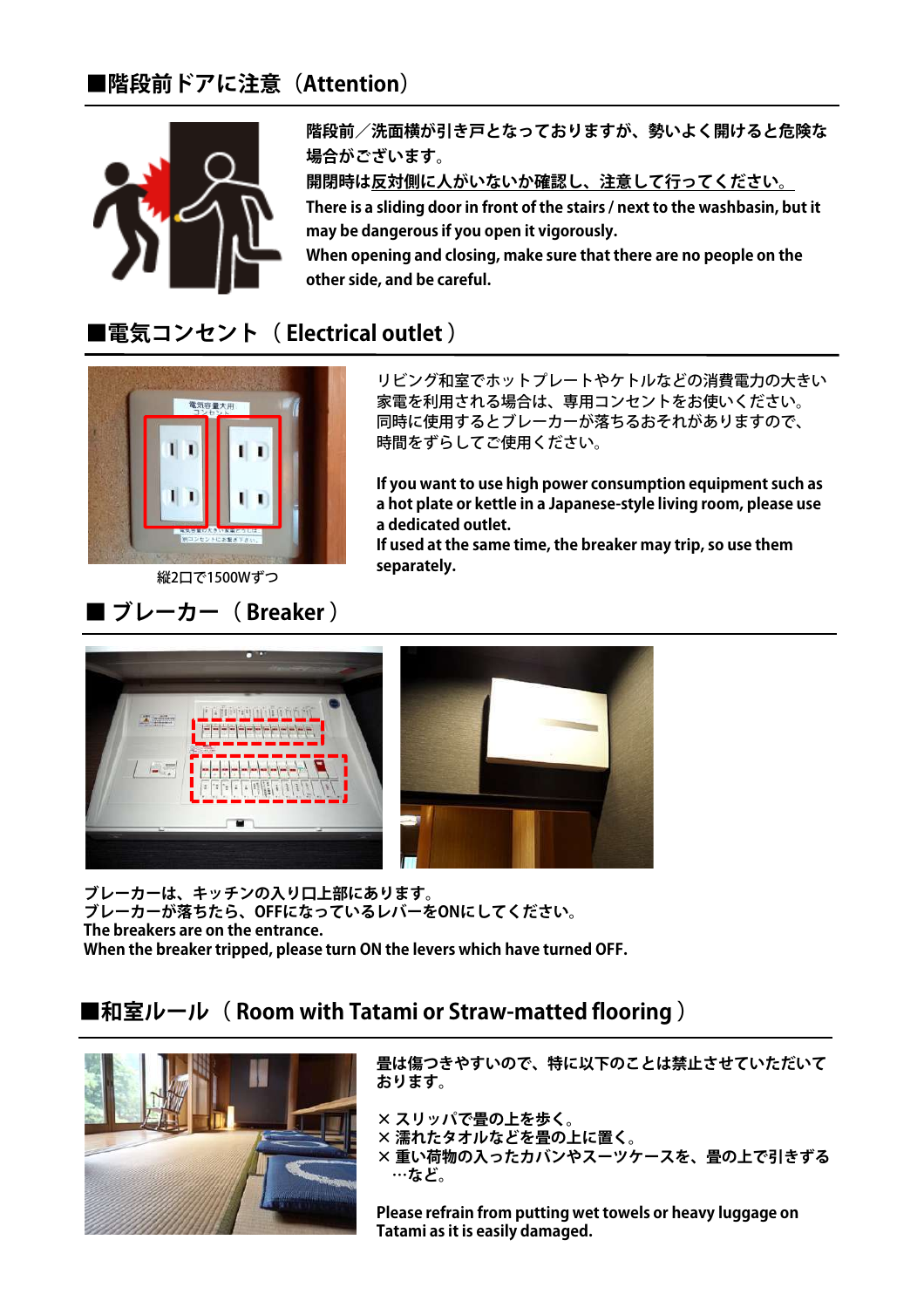## ■階段前ドアに注意（Attention）

階段前／洗面横が引き戸となっておりますが、勢いよく開けると危険な場合がございます。
開閉時は反対側に人がいないか確認し、注意して行ってください。
There is a sliding door in front of the stairs / next to the washbasin, but it may be dangerous if you open it vigorously.
When opening and closing, make sure that there are no people on the other side, and be careful.

## ■電気コンセント（Electrical outlet）

縦2口で1500Wずつ

リビング和室でホットプレートやケトルなどの消費電力の大きい家電を利用される場合は、専用コンセントをお使いください。
同時に使用するとブレーカーが落ちるおそれがありますので、時間をずらしてご使用ください。

If you want to use high power consumption equipment such as a hot plate or kettle in a Japanese-style living room, please use a dedicated outlet.
If used at the same time, the breaker may trip, so use them separately.

## ■ ブレーカー（Breaker）

ブレーカーは、キッチンの入り口上部にあります。
ブレーカーが落ちたら、OFFになっているレバーをONにしてください。
The breakers are on the entrance.
When the breaker tripped, please turn ON the levers which have turned OFF.

## ■和室ルール（Room with Tatami or Straw-matted flooring）

畳は傷つきやすいので、特に以下のことは禁止させていただいております。

× スリッパで畳の上を歩く。
× 濡れたタオルなどを畳の上に置く。
× 重い荷物の入ったカバンやスーツケースを、畳の上で引きずる
…など。

Please refrain from putting wet towels or heavy luggage on Tatami as it is easily damaged.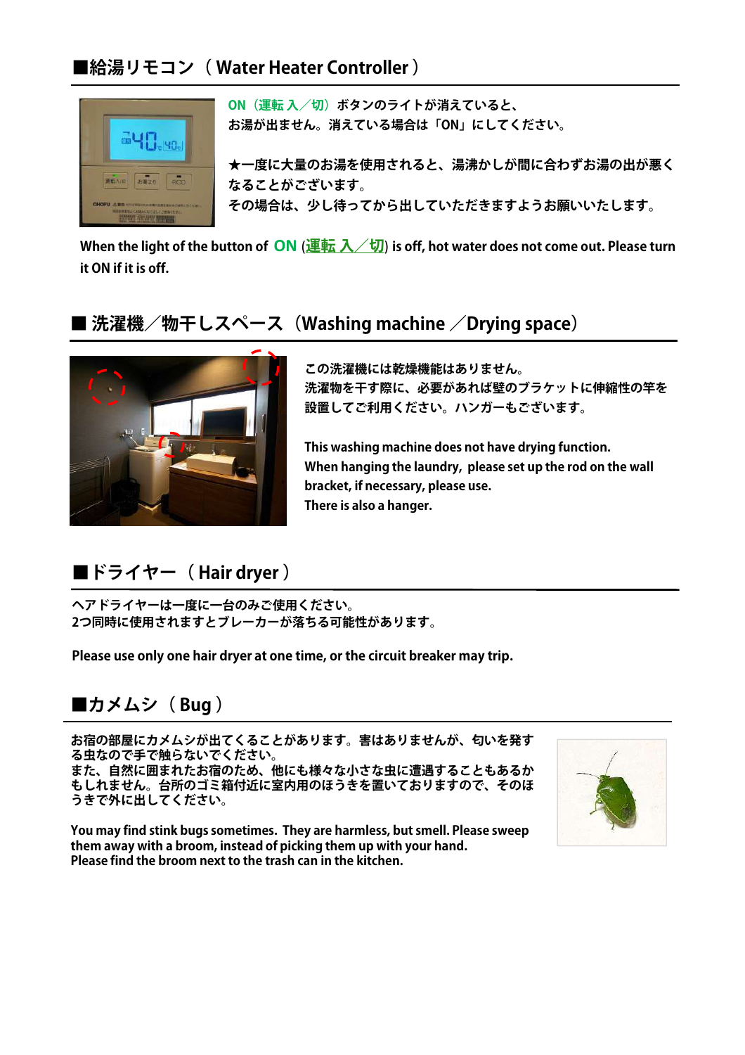## ■給湯リモコン（ Water Heater Controller ）

ON（運転 入／切）ボタンのライトが消えていると、
お湯が出ません。消えている場合は「ON」にしてください。

★一度に大量のお湯を使用されると、湯沸かしが間に合わずお湯の出が悪く
なることがございます。
その場合は、少し待ってから出していただきますようお願いいたします。

When the light of the button of ON (運転 入／切) is off, hot water does not come out. Please turn it ON if it is off.

## ■ 洗濯機／物干しスペース（Washing machine ／Drying space）

この洗濯機には乾燥機能はありません。
洗濯物を干す際に、必要があれば壁のブラケットに伸縮性の竿を
設置してご利用ください。ハンガーもございます。

This washing machine does not have drying function.
When hanging the laundry, please set up the rod on the wall bracket, if necessary, please use.
There is also a hanger.

## ■ドライヤー（ Hair dryer ）

ヘアドライヤーは一度に一台のみご使用ください。
2つ同時に使用されますとブレーカーが落ちる可能性があります。

Please use only one hair dryer at one time, or the circuit breaker may trip.

## ■カメムシ（ Bug ）

お宿の部屋にカメムシが出てくることがあります。害はありませんが、匂いを発する虫なので手で触らないでください。
また、自然に囲まれたお宿のため、他にも様々な小さな虫に遭遇することもあるかもしれません。台所のゴミ箱付近に室内用のほうきを置いておりますので、そのほうきで外に出してください。

You may find stink bugs sometimes. They are harmless, but smell. Please sweep them away with a broom, instead of picking them up with your hand.
Please find the broom next to the trash can in the kitchen.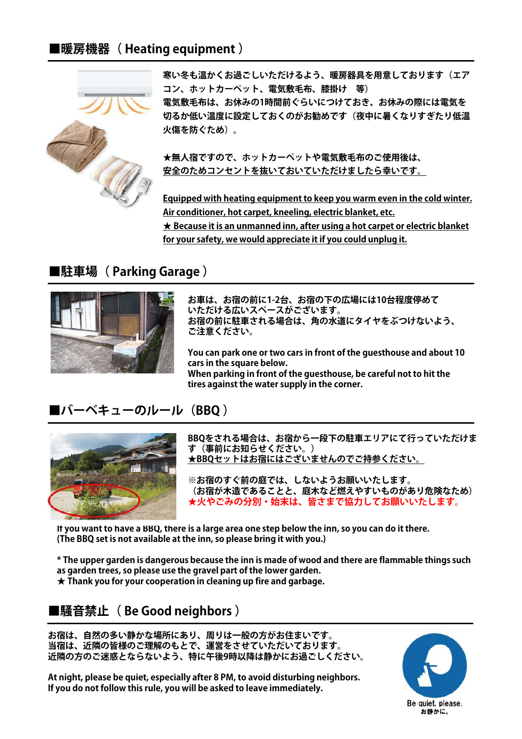## ■暖房機器（Heating equipment）

寒い冬も温かくお過ごしいただけるよう、暖房器具を用意しております（エアコン、ホットカーペット、電気敷毛布、膝掛け　等）
電気敷毛布は、お休みの1時間前ぐらいにつけておき、お休みの際には電気を切るか低い温度に設定しておくのがお勧めです（夜中に暑くなりすぎたり低温火傷を防ぐため）。

★無人宿ですので、ホットカーペットや電気敷毛布のご使用後は、
安全のためコンセントを抜いておいていただけましたら幸いです。

Equipped with heating equipment to keep you warm even in the cold winter.
Air conditioner, hot carpet, kneeling, electric blanket, etc.
★ Because it is an unmanned inn, after using a hot carpet or electric blanket for your safety, we would appreciate it if you could unplug it.

## ■駐車場（Parking Garage）

お車は、お宿の前に1-2台、お宿の下の広場には10台程度停めていただける広いスペースがございます。
お宿の前に駐車される場合は、角の水道にタイヤをぶつけないよう、ご注意ください。

You can park one or two cars in front of the guesthouse and about 10 cars in the square below.
When parking in front of the guesthouse, be careful not to hit the tires against the water supply in the corner.

## ■バーベキューのルール（BBQ）

BBQをされる場合は、お宿から一段下の駐車エリアにて行っていただけます（事前にお知らせください。）
★BBQセットはお宿にはございませんのでご持参ください。

※お宿のすぐ前の庭では、しないようお願いいたします。
（お宿が木造であることと、庭木など燃えやすいものがあり危険なため）
★火やごみの分別・始末は、皆さまで協力してお願いいたします。

If you want to have a BBQ, there is a large area one step below the inn, so you can do it there.
(The BBQ set is not available at the inn, so please bring it with you.)

* The upper garden is dangerous because the inn is made of wood and there are flammable things such as garden trees, so please use the gravel part of the lower garden.
★ Thank you for your cooperation in cleaning up fire and garbage.

## ■騒音禁止（Be Good neighbors）

お宿は、自然の多い静かな場所にあり、周りは一般の方がお住まいです。
当宿は、近隣の皆様のご理解のもとで、運営をさせていただいております。
近隣の方のご迷惑とならないよう、特に午後9時以降は静かにお過ごしください。

At night, please be quiet, especially after 8 PM, to avoid disturbing neighbors.
If you do not follow this rule, you will be asked to leave immediately.

Be quiet, please.
お静かに。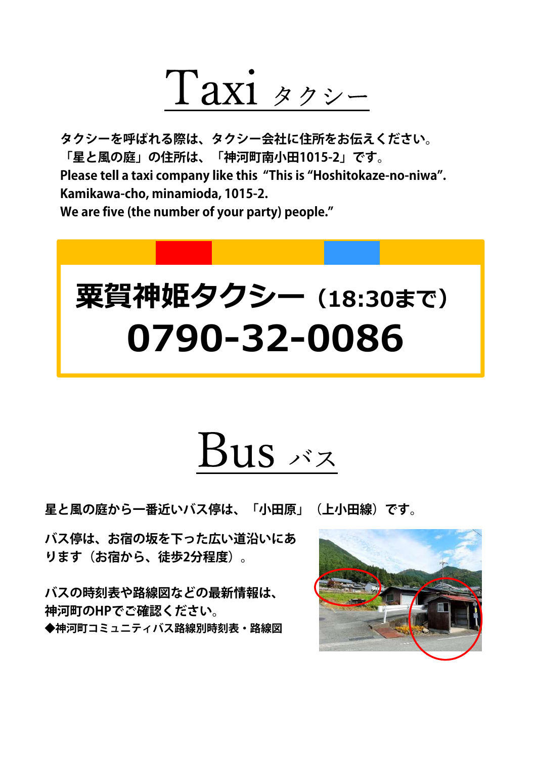# Taxi タクシー

**タクシーを呼ばれる際は、タクシー会社に住所をお伝えください。**
**「星と風の庭」の住所は、「神河町南小田1015-2」です。**
**Please tell a taxi company like this “This is “Hoshitokaze-no-niwa”.**
**Kamikawa-cho, minamioda, 1015-2.**
**We are five (the number of your party) people.”**

## 粟賀神姫タクシー（18:30まで）

## 0790-32-0086

# Bus バス

**星と風の庭から一番近いバス停は、「小田原」（上小田線）です。**

**バス停は、お宿の坂を下った広い道沿いにあります（お宿から、徒歩2分程度）。**

**バスの時刻表や路線図などの最新情報は、神河町のHPでご確認ください。**
**◆神河町コミュニティバス路線別時刻表・路線図**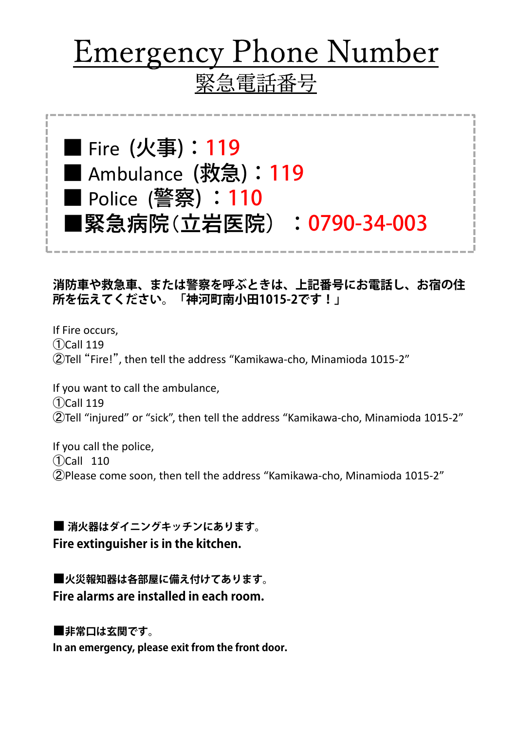# Emergency Phone Number

## 緊急電話番号

■ Fire（火事）：119
■ Ambulance（救急）：119
■ Police（警察）：110
■緊急病院（立岩医院）：0790-34-003

**消防車や救急車、または警察を呼ぶときは、上記番号にお電話し、お宿の住所を伝えてください。「神河町南小田1015-2です！」**

If Fire occurs,
①Call 119
②Tell “Fire!”, then tell the address “Kamikawa-cho, Minamioda 1015-2”

If you want to call the ambulance,
①Call 119
②Tell “injured” or “sick”, then tell the address “Kamikawa-cho, Minamioda 1015-2”

If you call the police,
①Call 110
②Please come soon, then tell the address “Kamikawa-cho, Minamioda 1015-2”

**■ 消火器はダイニングキッチンにあります。**
**Fire extinguisher is in the kitchen.**

**■火災報知器は各部屋に備え付けてあります。**
**Fire alarms are installed in each room.**

**■非常口は玄関です。**
**In an emergency, please exit from the front door.**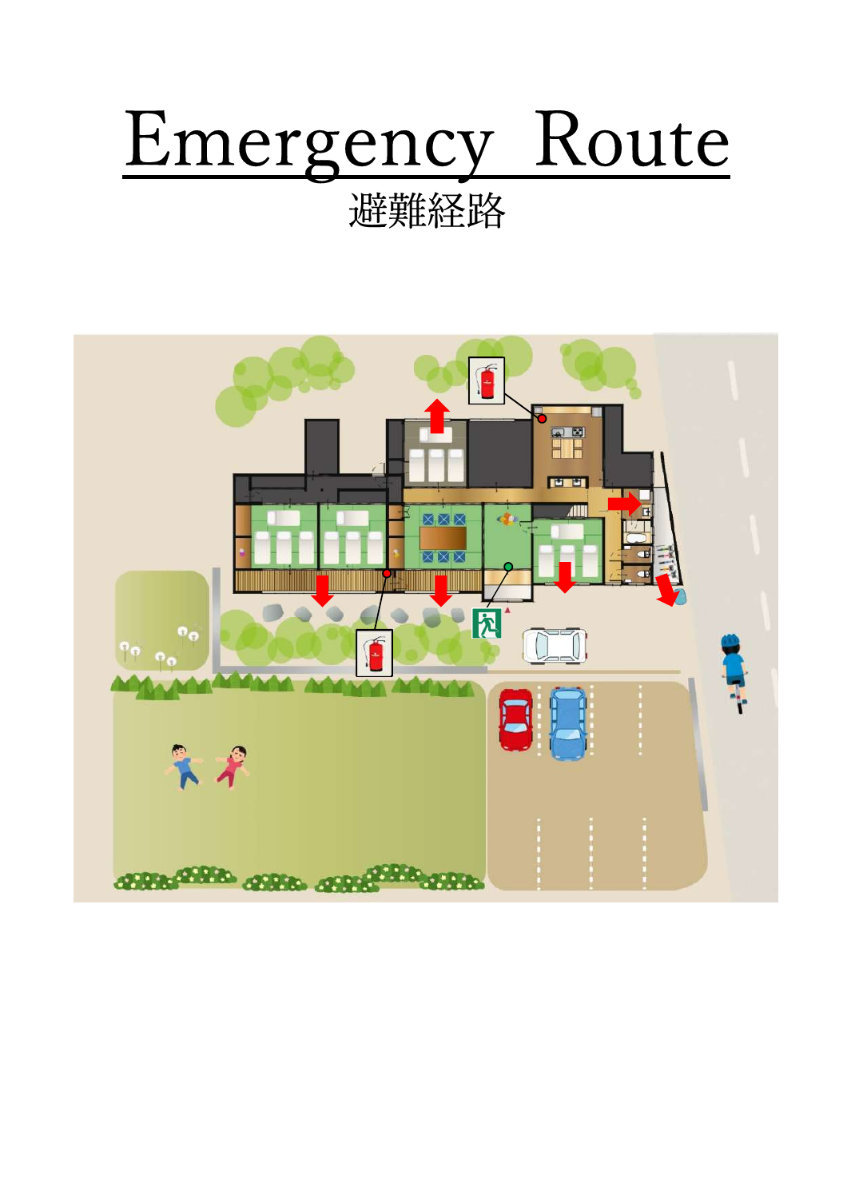# Emergency Route

避難経路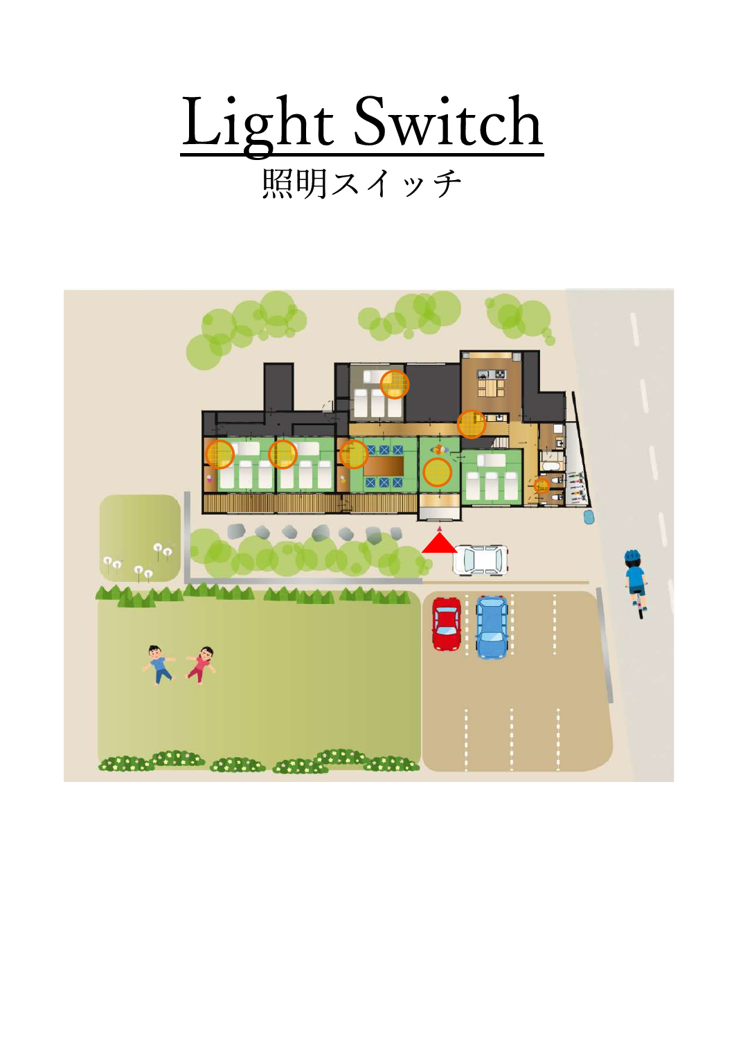# Light Switch

照明スイッチ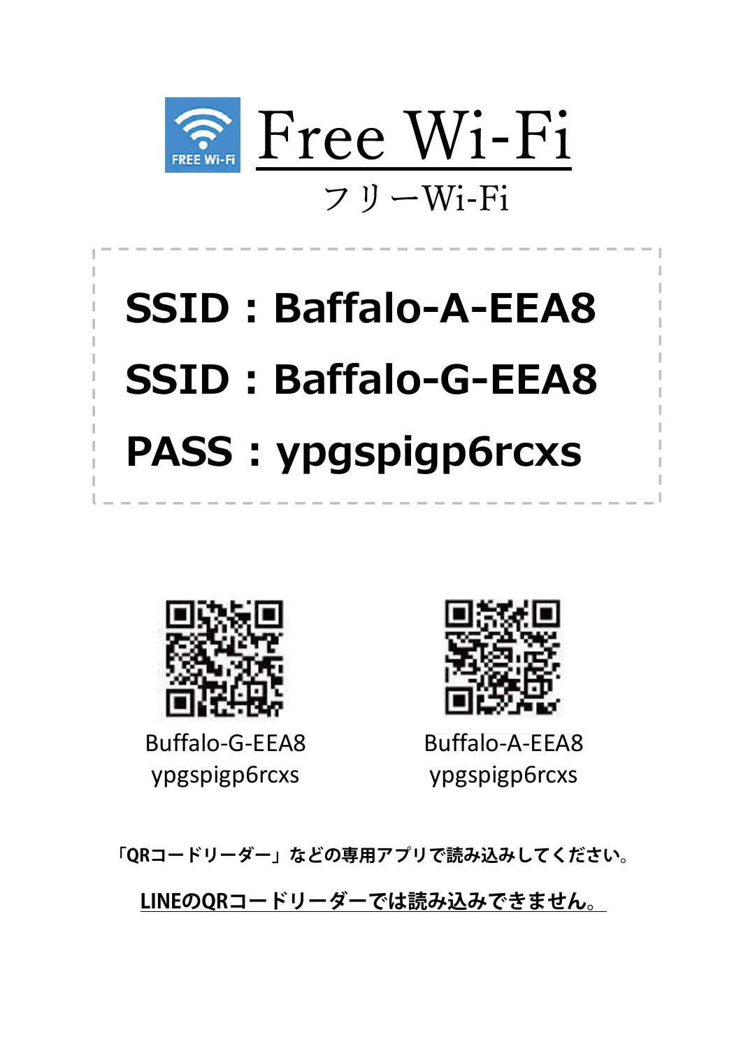# Free Wi-Fi

フリーWi-Fi

**SSID：Baffalo-A-EEA8**

**SSID：Baffalo-G-EEA8**

**PASS：ypgspigp6rcxs**

Buffalo-G-EEA8
ypgspigp6rcxs

Buffalo-A-EEA8
ypgspigp6rcxs

**「QRコードリーダー」などの専用アプリで読み込みしてください。**

**LINEのQRコードリーダーでは読み込みできません。**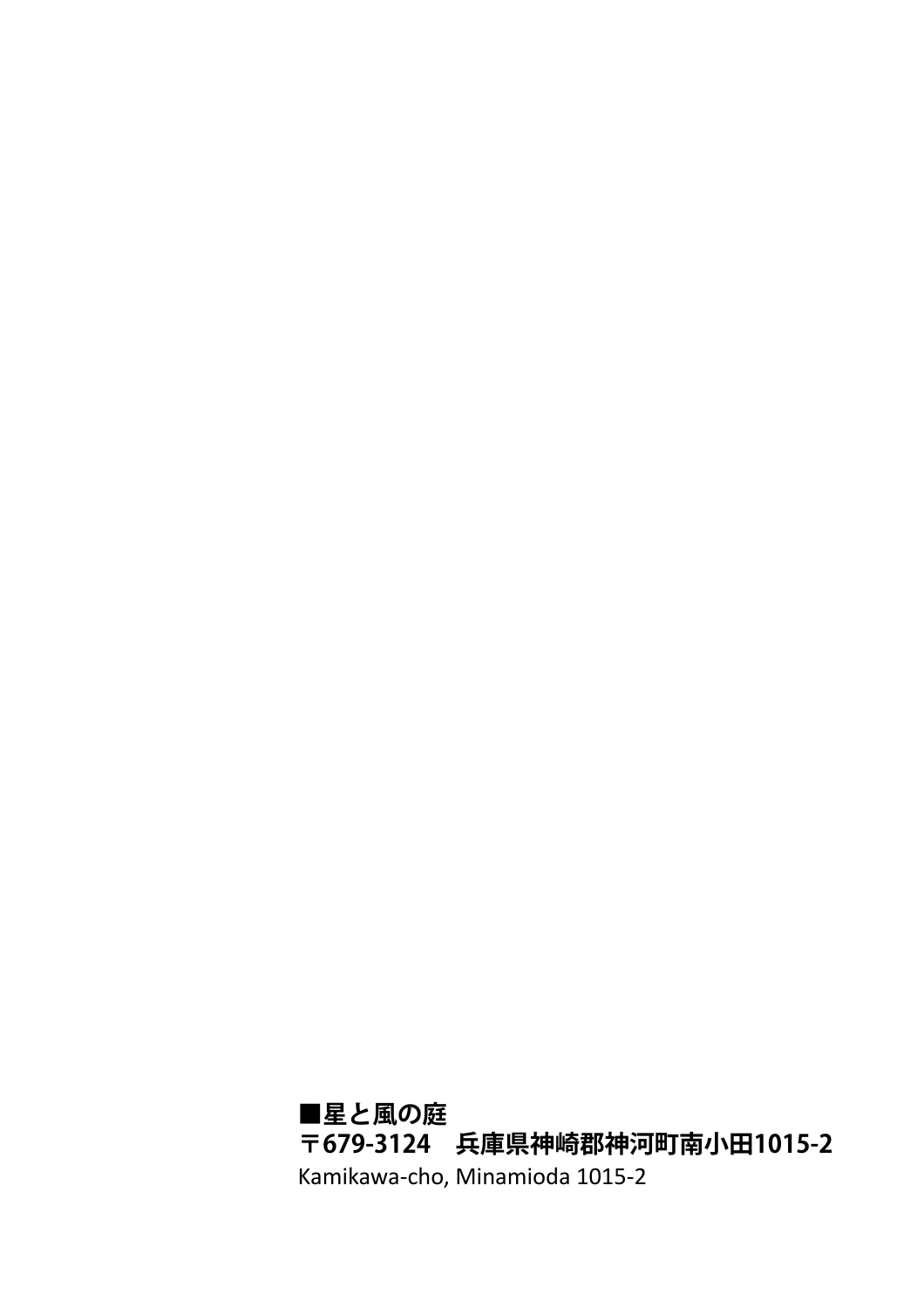**■星と風の庭**
**〒679-3124　兵庫県神崎郡神河町南小田1015-2**
Kamikawa-cho, Minamioda 1015-2